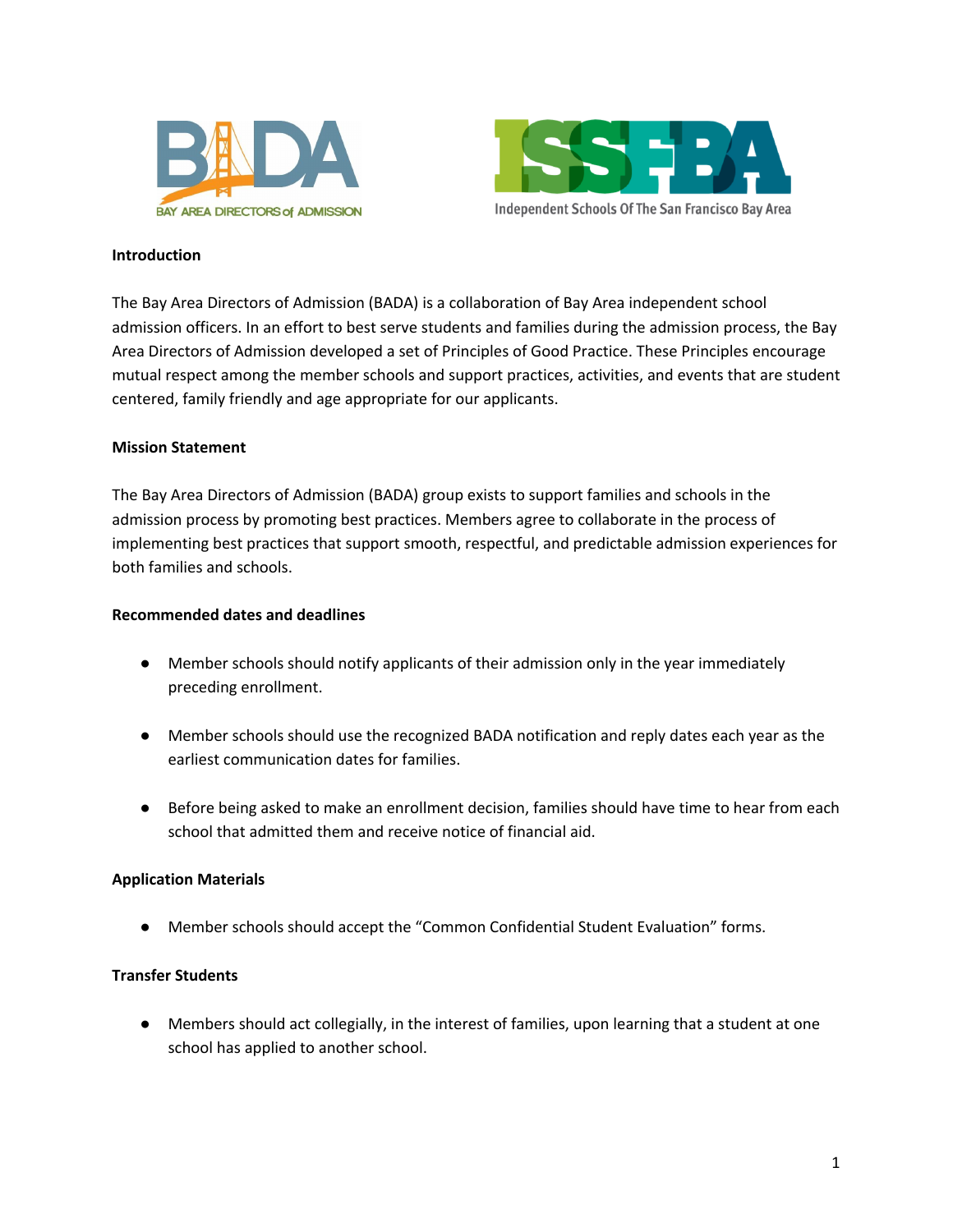BAY AREA DIRECTORS of ADMISSION

Independent Schools Of The San Francisco Bay Area

**Introduction**

The Bay Area Directors of Admission (BADA) is a collaboration of Bay Area independent school admission officers. In an effort to best serve students and families during the admission process, the Bay Area Directors of Admission developed a set of Principles of Good Practice. These Principles encourage mutual respect among the member schools and support practices, activities, and events that are student centered, family friendly and age appropriate for our applicants.

**Mission Statement**

The Bay Area Directors of Admission (BADA) group exists to support families and schools in the admission process by promoting best practices. Members agree to collaborate in the process of implementing best practices that support smooth, respectful, and predictable admission experiences for both families and schools.

**Recommended dates and deadlines**

- Member schools should notify applicants of their admission only in the year immediately preceding enrollment.
- Member schools should use the recognized BADA notification and reply dates each year as the earliest communication dates for families.
- Before being asked to make an enrollment decision, families should have time to hear from each school that admitted them and receive notice of financial aid.

**Application Materials**

- Member schools should accept the "Common Confidential Student Evaluation" forms.

**Transfer Students**

- Members should act collegially, in the interest of families, upon learning that a student at one school has applied to another school.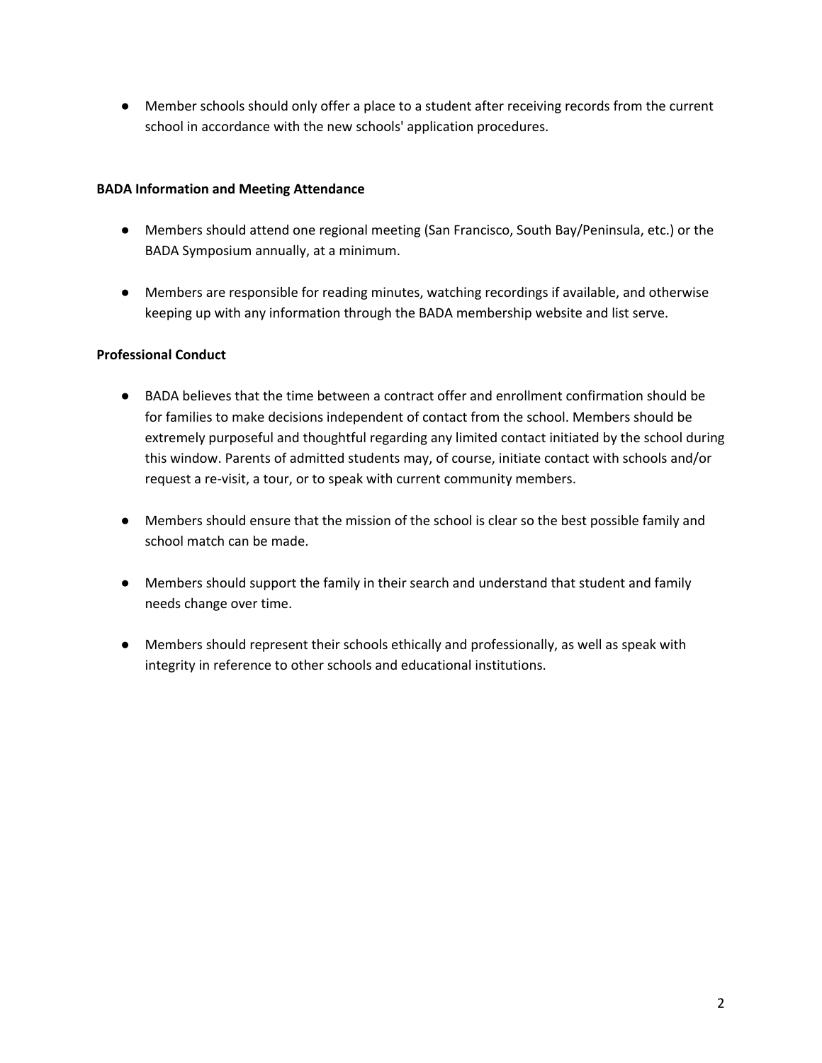- Member schools should only offer a place to a student after receiving records from the current school in accordance with the new schools' application procedures.

**BADA Information and Meeting Attendance**

- Members should attend one regional meeting (San Francisco, South Bay/Peninsula, etc.) or the BADA Symposium annually, at a minimum.

- Members are responsible for reading minutes, watching recordings if available, and otherwise keeping up with any information through the BADA membership website and list serve.

**Professional Conduct**

- BADA believes that the time between a contract offer and enrollment confirmation should be for families to make decisions independent of contact from the school. Members should be extremely purposeful and thoughtful regarding any limited contact initiated by the school during this window. Parents of admitted students may, of course, initiate contact with schools and/or request a re-visit, a tour, or to speak with current community members.

- Members should ensure that the mission of the school is clear so the best possible family and school match can be made.

- Members should support the family in their search and understand that student and family needs change over time.

- Members should represent their schools ethically and professionally, as well as speak with integrity in reference to other schools and educational institutions.